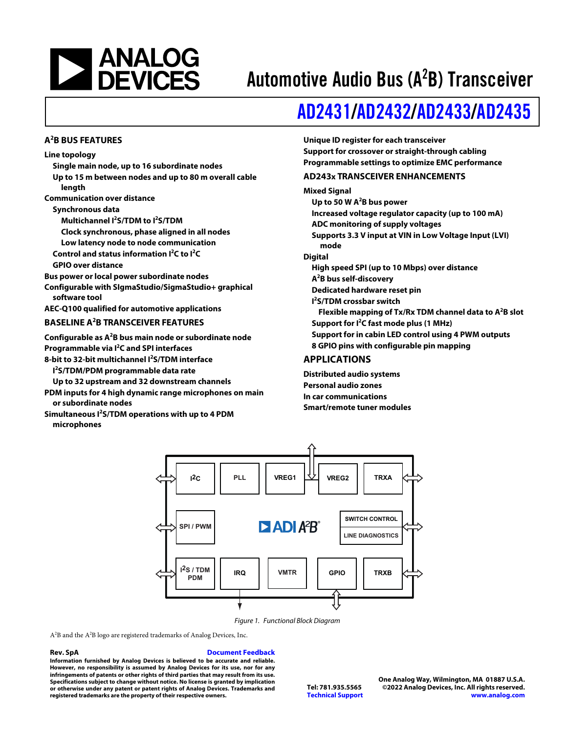# Automotive Audio Bus (A$^2$B) Transceiver

## AD2431/AD2432/AD2433/AD2435

### A$^2$B BUS FEATURES

**Line topology**
- **Single main node, up to 16 subordinate nodes**
- **Up to 15 m between nodes and up to 80 m overall cable length**

**Communication over distance**
- **Synchronous data**
  - **Multichannel I$^2$S/TDM to I$^2$S/TDM**
  - **Clock synchronous, phase aligned in all nodes**
  - **Low latency node to node communication**
- **Control and status information I$^2$C to I$^2$C**
- **GPIO over distance**

**Bus power or local power subordinate nodes**

**Configurable with SIgmaStudio/SigmaStudio+ graphical software tool**

**AEC-Q100 qualified for automotive applications**

### BASELINE A$^2$B TRANSCEIVER FEATURES

**Configurable as A$^2$B bus main node or subordinate node**

**Programmable via I$^2$C and SPI interfaces**

**8-bit to 32-bit multichannel I$^2$S/TDM interface**
- **I$^2$S/TDM/PDM programmable data rate**
- **Up to 32 upstream and 32 downstream channels**

**PDM inputs for 4 high dynamic range microphones on main or subordinate nodes**

**Simultaneous I$^2$S/TDM operations with up to 4 PDM microphones**

**Unique ID register for each transceiver**

**Support for crossover or straight-through cabling**

**Programmable settings to optimize EMC performance**

### AD243x TRANSCEIVER ENHANCEMENTS

**Mixed Signal**
- **Up to 50 W A$^2$B bus power**
- **Increased voltage regulator capacity (up to 100 mA)**
- **ADC monitoring of supply voltages**
- **Supports 3.3 V input at VIN in Low Voltage Input (LVI) mode**

**Digital**
- **High speed SPI (up to 10 Mbps) over distance**
- **A$^2$B bus self-discovery**
- **Dedicated hardware reset pin**
- **I$^2$S/TDM crossbar switch**
  - **Flexible mapping of Tx/Rx TDM channel data to A$^2$B slot**
- **Support for I$^2$C fast mode plus (1 MHz)**
- **Support for in cabin LED control using 4 PWM outputs**
- **8 GPIO pins with configurable pin mapping**

### APPLICATIONS

**Distributed audio systems**

**Personal audio zones**

**In car communications**

**Smart/remote tuner modules**

*Figure 1. Functional Block Diagram*

A$^2$B and the A$^2$B logo are registered trademarks of Analog Devices, Inc.

**Rev. SpA** **Document Feedback**

**Information furnished by Analog Devices is believed to be accurate and reliable. However, no responsibility is assumed by Analog Devices for its use, nor for any infringements of patents or other rights of third parties that may result from its use. Specifications subject to change without notice. No license is granted by implication or otherwise under any patent or patent rights of Analog Devices. Trademarks and registered trademarks are the property of their respective owners.**

**One Analog Way, Wilmington, MA 01887 U.S.A.**
**Tel: 781.935.5565 ©2022 Analog Devices, Inc. All rights reserved.**
**Technical Support www.analog.com**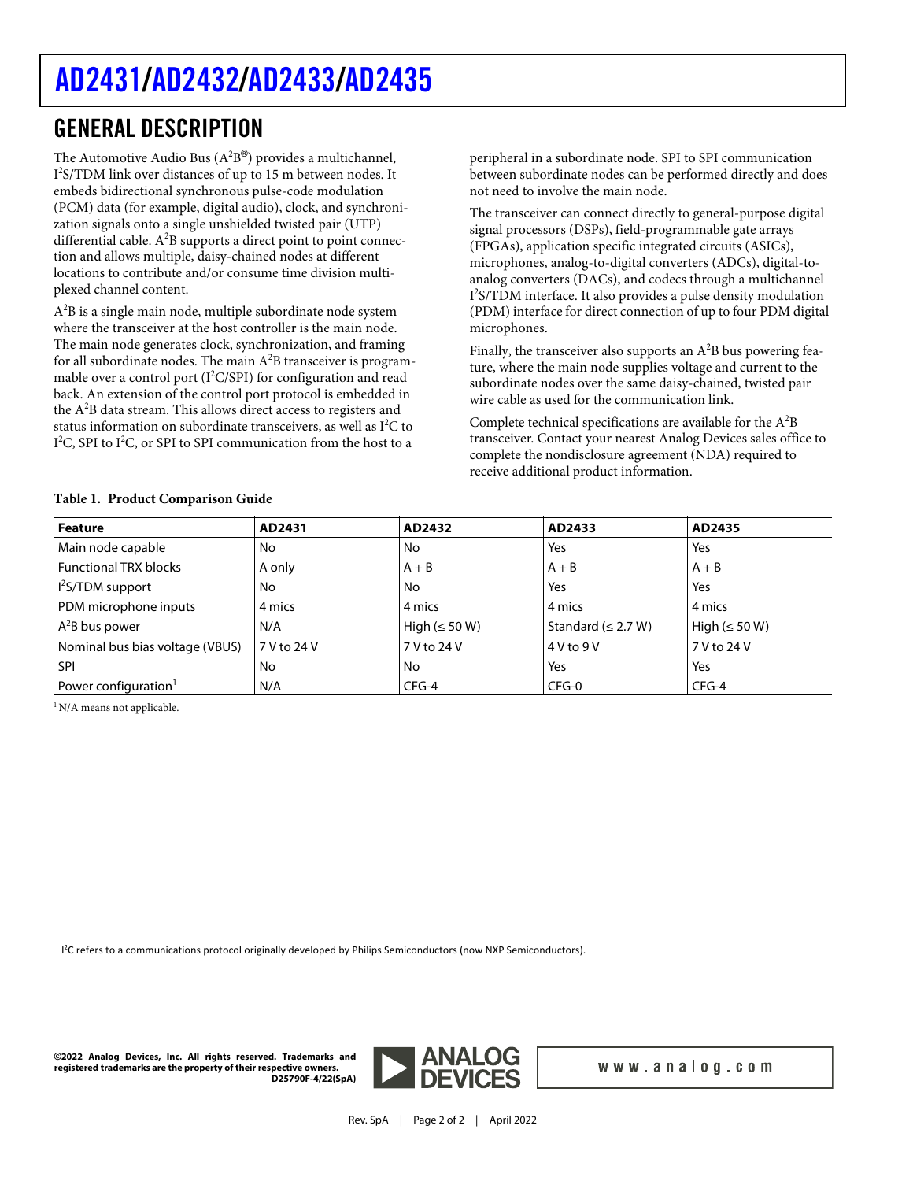# AD2431/AD2432/AD2433/AD2435

## GENERAL DESCRIPTION

The Automotive Audio Bus ($A^2B$®) provides a multichannel, $I^2S$/TDM link over distances of up to 15 m between nodes. It embeds bidirectional synchronous pulse-code modulation (PCM) data (for example, digital audio), clock, and synchronization signals onto a single unshielded twisted pair (UTP) differential cable. $A^2B$ supports a direct point to point connection and allows multiple, daisy-chained nodes at different locations to contribute and/or consume time division multiplexed channel content.

$A^2B$ is a single main node, multiple subordinate node system where the transceiver at the host controller is the main node. The main node generates clock, synchronization, and framing for all subordinate nodes. The main $A^2B$ transceiver is programmable over a control port ($I^2C$/SPI) for configuration and read back. An extension of the control port protocol is embedded in the $A^2B$ data stream. This allows direct access to registers and status information on subordinate transceivers, as well as $I^2C$ to $I^2C$, SPI to $I^2C$, or SPI to SPI communication from the host to a peripheral in a subordinate node. SPI to SPI communication between subordinate nodes can be performed directly and does not need to involve the main node.

The transceiver can connect directly to general-purpose digital signal processors (DSPs), field-programmable gate arrays (FPGAs), application specific integrated circuits (ASICs), microphones, analog-to-digital converters (ADCs), digital-to-analog converters (DACs), and codecs through a multichannel $I^2S$/TDM interface. It also provides a pulse density modulation (PDM) interface for direct connection of up to four PDM digital microphones.

Finally, the transceiver also supports an $A^2B$ bus powering feature, where the main node supplies voltage and current to the subordinate nodes over the same daisy-chained, twisted pair wire cable as used for the communication link.

Complete technical specifications are available for the $A^2B$ transceiver. Contact your nearest Analog Devices sales office to complete the nondisclosure agreement (NDA) required to receive additional product information.

**Table 1. Product Comparison Guide**

| Feature | AD2431 | AD2432 | AD2433 | AD2435 |
|---|---|---|---|---|
| Main node capable | No | No | Yes | Yes |
| Functional TRX blocks | A only | A + B | A + B | A + B |
| $I^2S$/TDM support | No | No | Yes | Yes |
| PDM microphone inputs | 4 mics | 4 mics | 4 mics | 4 mics |
| $A^2B$ bus power | N/A | High (≤ 50 W) | Standard (≤ 2.7 W) | High (≤ 50 W) |
| Nominal bus bias voltage (VBUS) | 7 V to 24 V | 7 V to 24 V | 4 V to 9 V | 7 V to 24 V |
| SPI | No | No | Yes | Yes |
| Power configuration[1] | N/A | CFG-4 | CFG-0 | CFG-4 |

[1] N/A means not applicable.

$I^2C$ refers to a communications protocol originally developed by Philips Semiconductors (now NXP Semiconductors).

©2022 Analog Devices, Inc. All rights reserved. Trademarks and registered trademarks are the property of their respective owners. D25790F-4/22(SpA)

www.analog.com